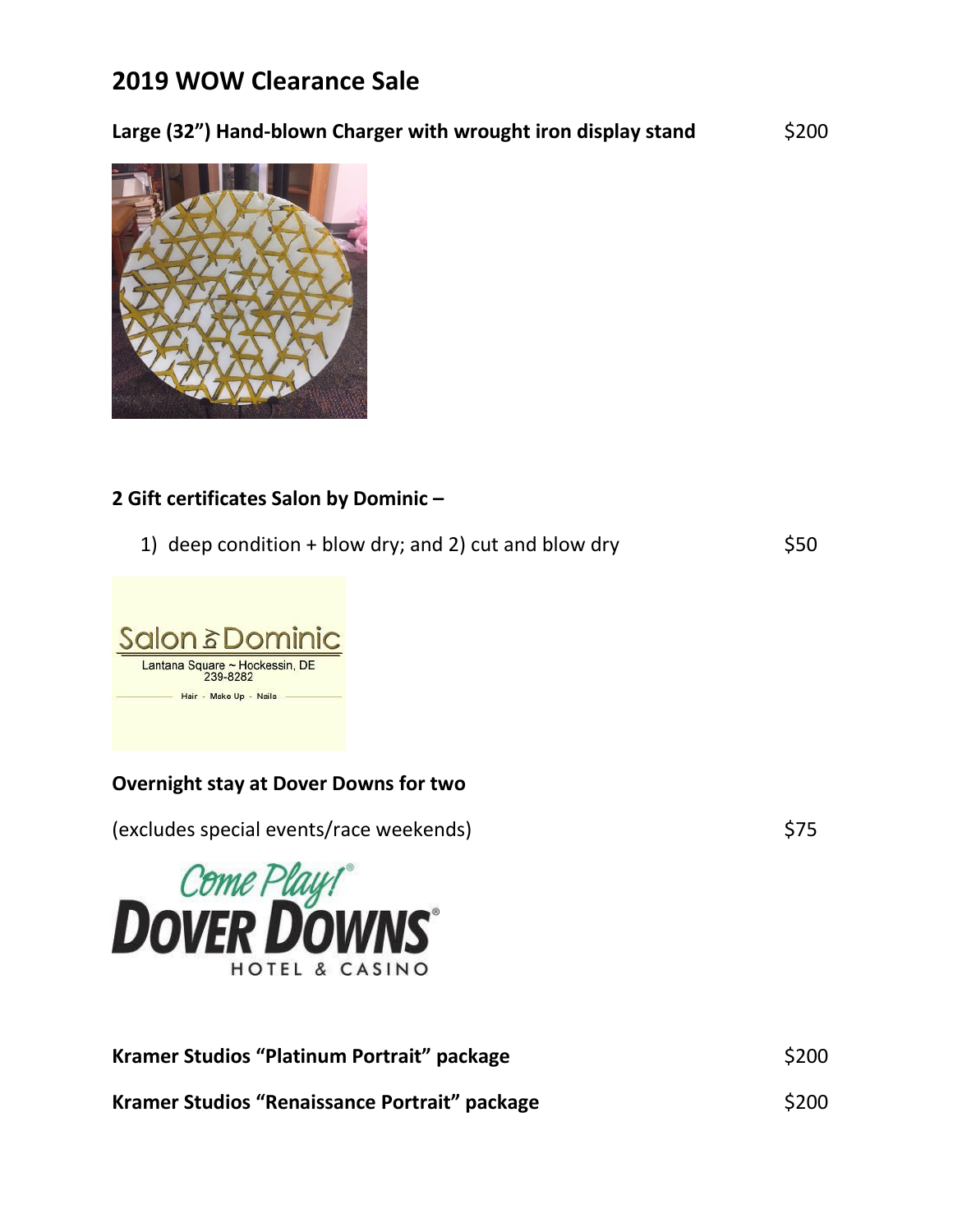# 2019 WOW Clearance Sale

**Large (32") Hand-blown Charger with wrought iron display stand** $200

**2 Gift certificates Salon by Dominic –**

1) deep condition + blow dry; and 2) cut and blow dry $50

**Overnight stay at Dover Downs for two**

(excludes special events/race weekends) $75

**Kramer Studios "Platinum Portrait" package** $200

**Kramer Studios "Renaissance Portrait" package** $200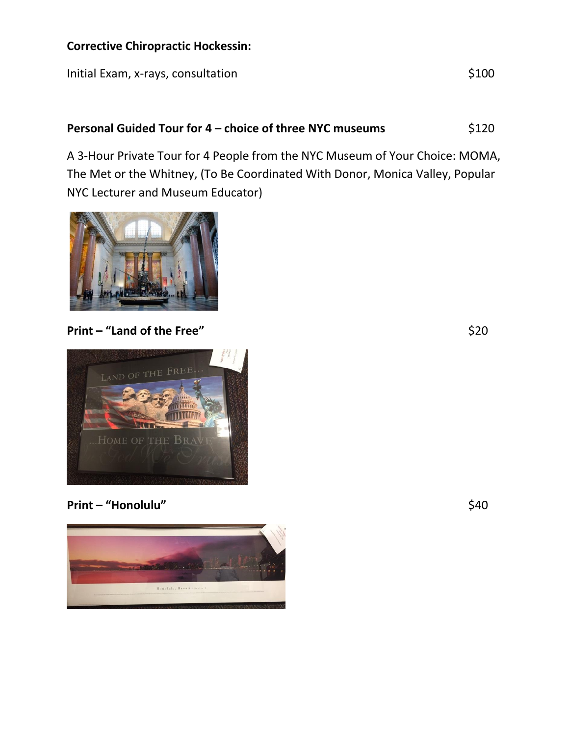**Corrective Chiropractic Hockessin:**

Initial Exam, x-rays, consultation $100

**Personal Guided Tour for 4 – choice of three NYC museums** $120

A 3-Hour Private Tour for 4 People from the NYC Museum of Your Choice: MOMA, The Met or the Whitney, (To Be Coordinated With Donor, Monica Valley, Popular NYC Lecturer and Museum Educator)

**Print – "Land of the Free"** $20

**Print – "Honolulu"** $40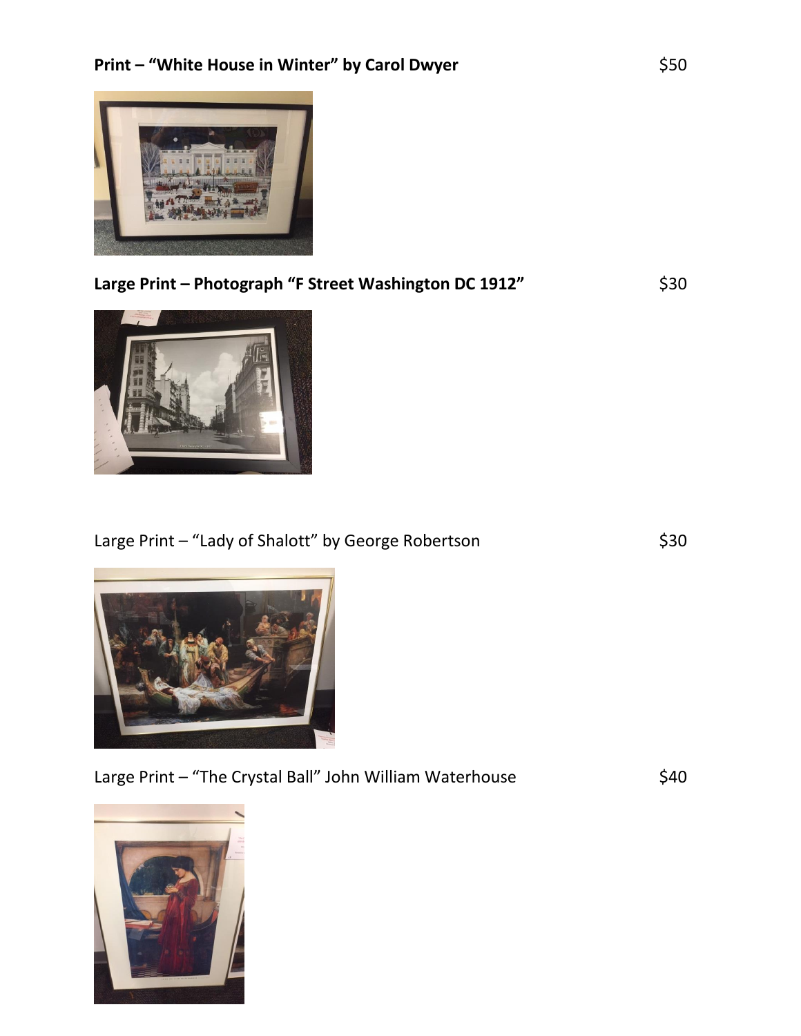**Print – "White House in Winter" by Carol Dwyer** $50

**Large Print – Photograph "F Street Washington DC 1912"** $30

Large Print – "Lady of Shalott" by George Robertson $30

Large Print – "The Crystal Ball" John William Waterhouse $40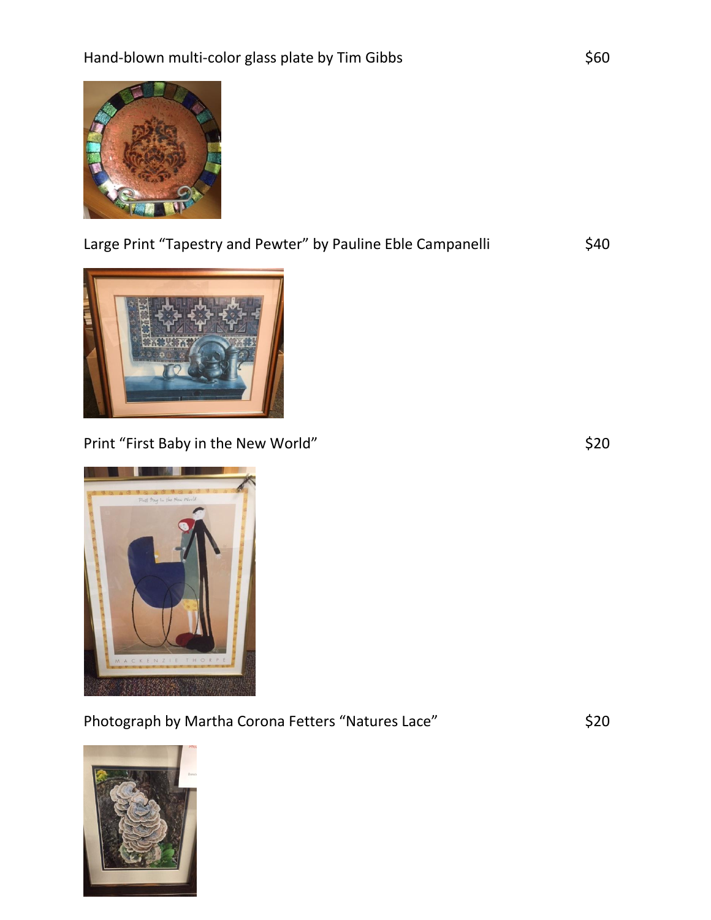Hand-blown multi-color glass plate by Tim Gibbs $60

Large Print “Tapestry and Pewter” by Pauline Eble Campanelli $40

Print “First Baby in the New World” $20

Photograph by Martha Corona Fetters “Natures Lace” $20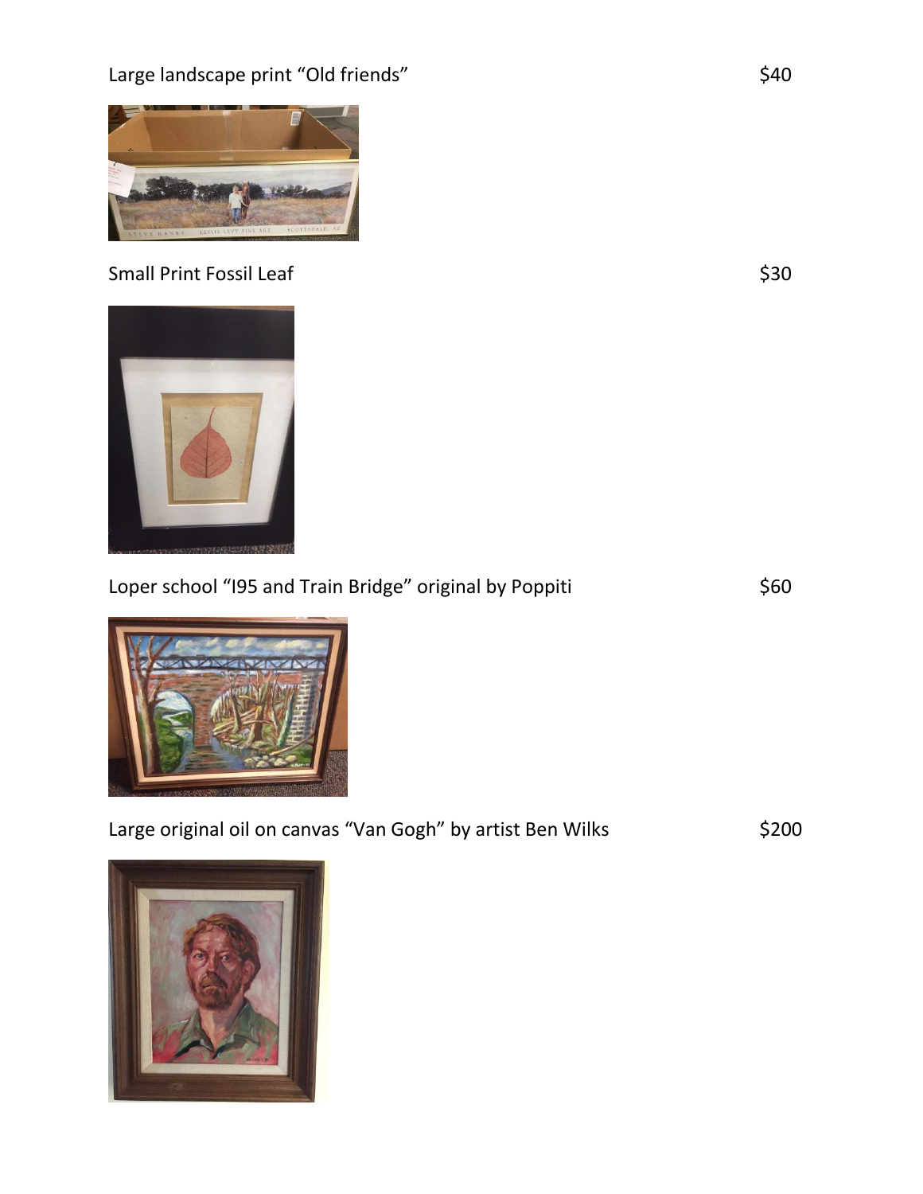Large landscape print “Old friends” $40

Small Print Fossil Leaf $30

Loper school “I95 and Train Bridge” original by Poppiti $60

Large original oil on canvas “Van Gogh” by artist Ben Wilks $200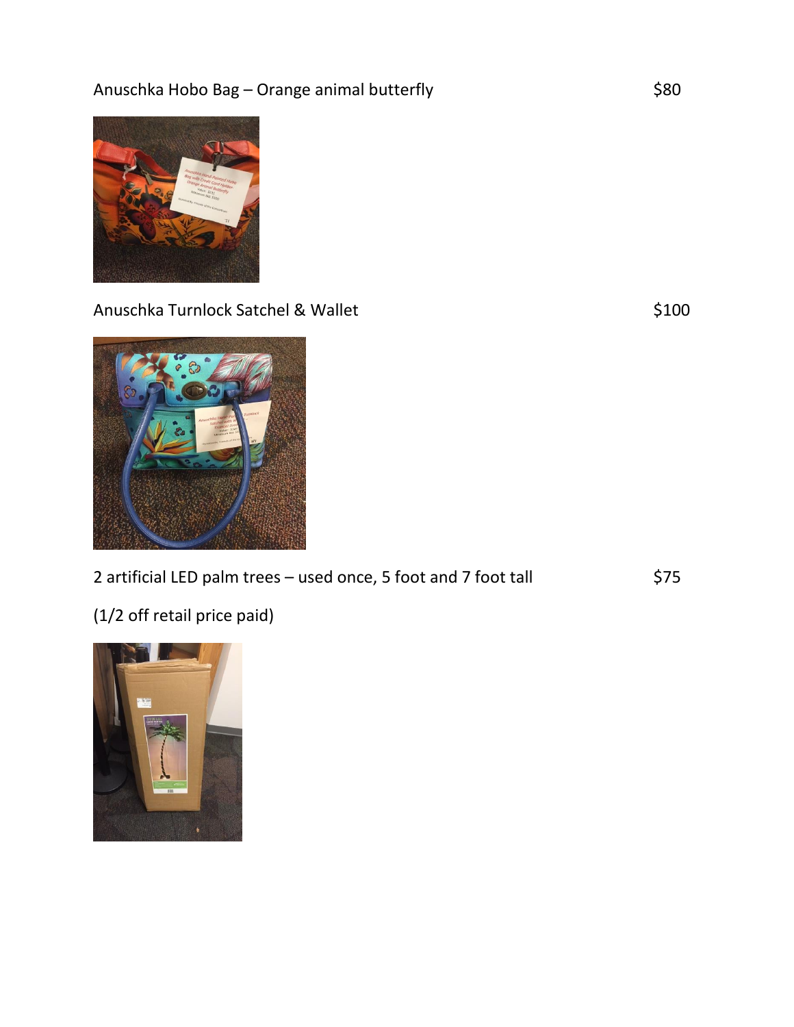Anuschka Hobo Bag – Orange animal butterfly $80

Anuschka Turnlock Satchel & Wallet $100

2 artificial LED palm trees – used once, 5 foot and 7 foot tall $75

(1/2 off retail price paid)